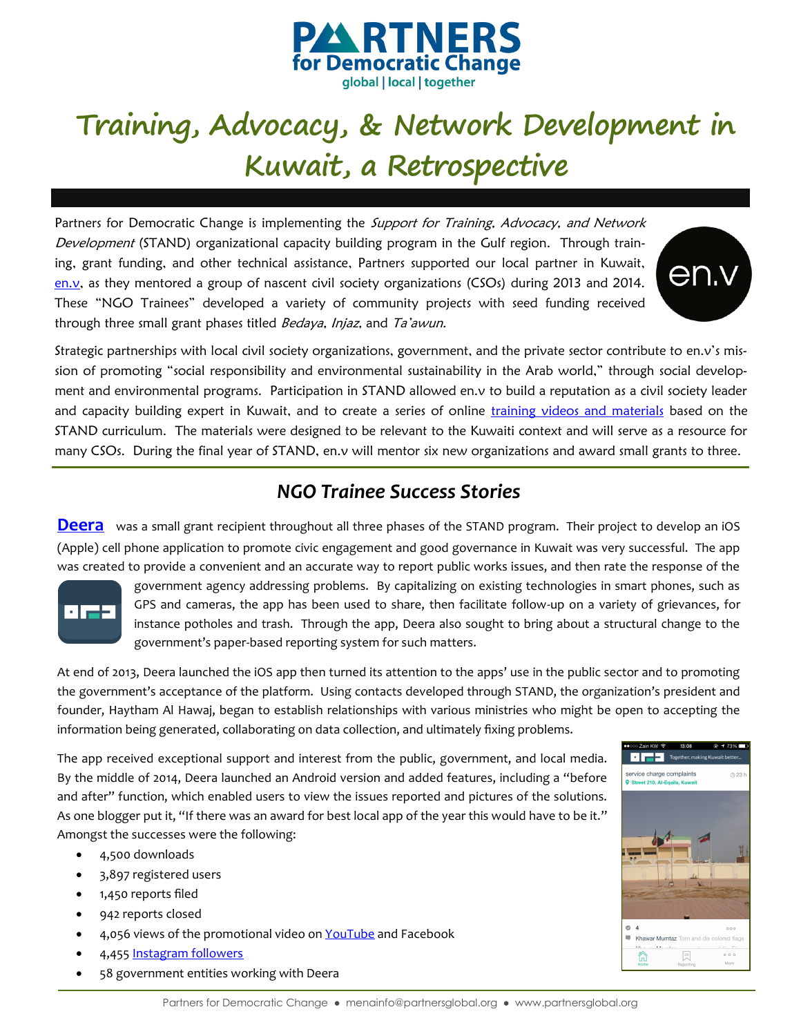# Training, Advocacy, & Network Development in Kuwait, a Retrospective

Partners for Democratic Change is implementing the *Support for Training, Advocacy, and Network Development* (STAND) organizational capacity building program in the Gulf region. Through training, grant funding, and other technical assistance, Partners supported our local partner in Kuwait, en.v, as they mentored a group of nascent civil society organizations (CSOs) during 2013 and 2014. These "NGO Trainees" developed a variety of community projects with seed funding received through three small grant phases titled *Bedaya*, *Injaz*, and *Ta'awun.*

Strategic partnerships with local civil society organizations, government, and the private sector contribute to en.v's mission of promoting "social responsibility and environmental sustainability in the Arab world," through social development and environmental programs. Participation in STAND allowed en.v to build a reputation as a civil society leader and capacity building expert in Kuwait, and to create a series of online training videos and materials based on the STAND curriculum. The materials were designed to be relevant to the Kuwaiti context and will serve as a resource for many CSOs. During the final year of STAND, en.v will mentor six new organizations and award small grants to three.

## NGO Trainee Success Stories

**Deera** was a small grant recipient throughout all three phases of the STAND program. Their project to develop an iOS (Apple) cell phone application to promote civic engagement and good governance in Kuwait was very successful. The app was created to provide a convenient and an accurate way to report public works issues, and then rate the response of the government agency addressing problems. By capitalizing on existing technologies in smart phones, such as GPS and cameras, the app has been used to share, then facilitate follow-up on a variety of grievances, for instance potholes and trash. Through the app, Deera also sought to bring about a structural change to the government's paper-based reporting system for such matters.

At end of 2013, Deera launched the iOS app then turned its attention to the apps' use in the public sector and to promoting the government's acceptance of the platform. Using contacts developed through STAND, the organization's president and founder, Haytham Al Hawaj, began to establish relationships with various ministries who might be open to accepting the information being generated, collaborating on data collection, and ultimately fixing problems.

The app received exceptional support and interest from the public, government, and local media. By the middle of 2014, Deera launched an Android version and added features, including a "before and after" function, which enabled users to view the issues reported and pictures of the solutions. As one blogger put it, "If there was an award for best local app of the year this would have to be it." Amongst the successes were the following:

- 4,500 downloads
- 3,897 registered users
- 1,450 reports filed
- 942 reports closed
- 4,056 views of the promotional video on YouTube and Facebook
- 4,455 Instagram followers
- 58 government entities working with Deera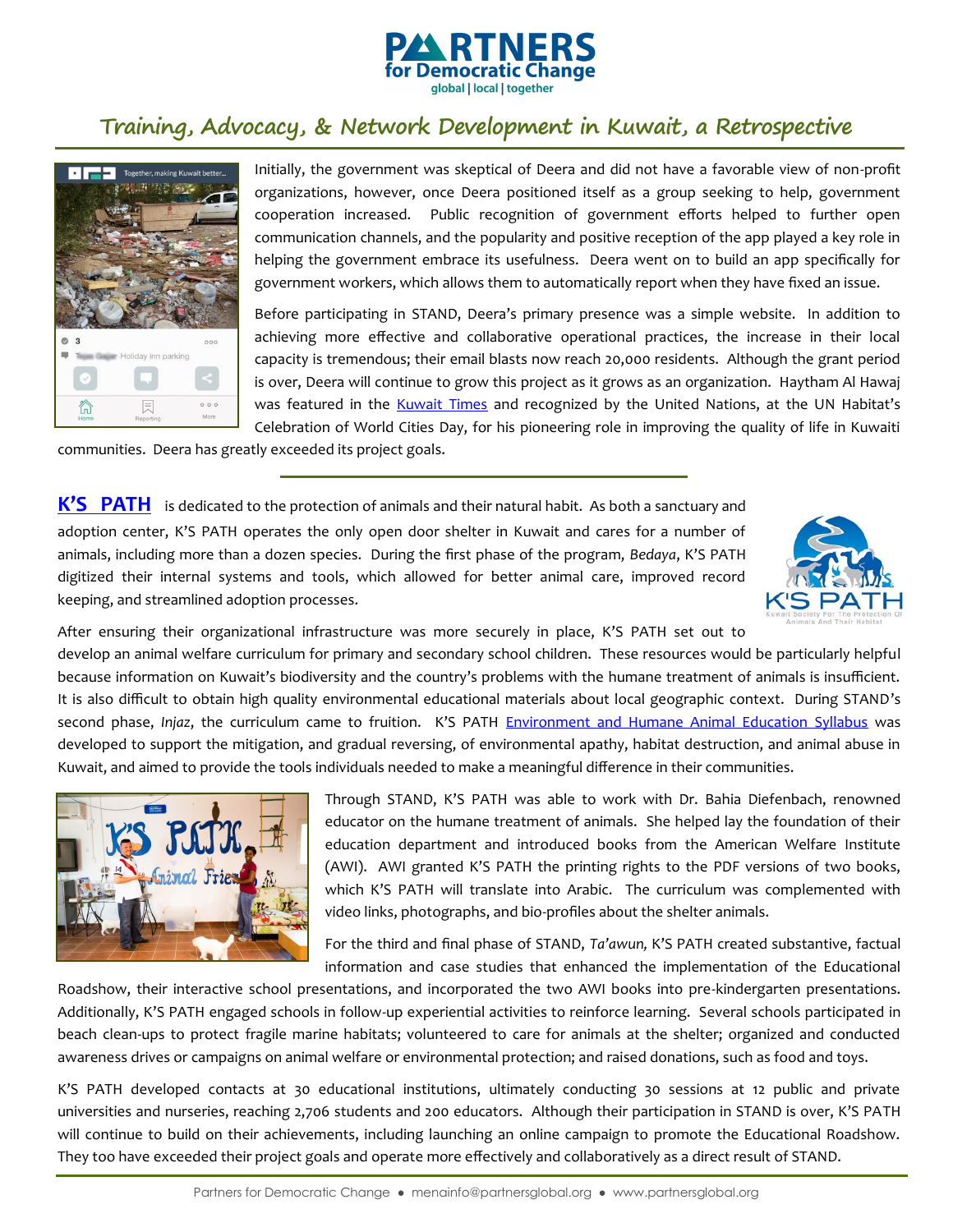# Training, Advocacy, & Network Development in Kuwait, a Retrospective

Initially, the government was skeptical of Deera and did not have a favorable view of non-profit organizations, however, once Deera positioned itself as a group seeking to help, government cooperation increased. Public recognition of government efforts helped to further open communication channels, and the popularity and positive reception of the app played a key role in helping the government embrace its usefulness. Deera went on to build an app specifically for government workers, which allows them to automatically report when they have fixed an issue.

Before participating in STAND, Deera's primary presence was a simple website. In addition to achieving more effective and collaborative operational practices, the increase in their local capacity is tremendous; their email blasts now reach 20,000 residents. Although the grant period is over, Deera will continue to grow this project as it grows as an organization. Haytham Al Hawaj was featured in the Kuwait Times and recognized by the United Nations, at the UN Habitat's Celebration of World Cities Day, for his pioneering role in improving the quality of life in Kuwaiti communities. Deera has greatly exceeded its project goals.

---

**K'S PATH** is dedicated to the protection of animals and their natural habit. As both a sanctuary and adoption center, K'S PATH operates the only open door shelter in Kuwait and cares for a number of animals, including more than a dozen species. During the first phase of the program, *Bedaya*, K'S PATH digitized their internal systems and tools, which allowed for better animal care, improved record keeping, and streamlined adoption processes.

After ensuring their organizational infrastructure was more securely in place, K'S PATH set out to develop an animal welfare curriculum for primary and secondary school children. These resources would be particularly helpful because information on Kuwait's biodiversity and the country's problems with the humane treatment of animals is insufficient. It is also difficult to obtain high quality environmental educational materials about local geographic context. During STAND's second phase, *Injaz*, the curriculum came to fruition. K'S PATH Environment and Humane Animal Education Syllabus was developed to support the mitigation, and gradual reversing, of environmental apathy, habitat destruction, and animal abuse in Kuwait, and aimed to provide the tools individuals needed to make a meaningful difference in their communities.

Through STAND, K'S PATH was able to work with Dr. Bahia Diefenbach, renowned educator on the humane treatment of animals. She helped lay the foundation of their education department and introduced books from the American Welfare Institute (AWI). AWI granted K'S PATH the printing rights to the PDF versions of two books, which K'S PATH will translate into Arabic. The curriculum was complemented with video links, photographs, and bio-profiles about the shelter animals.

For the third and final phase of STAND, *Ta'awun,* K'S PATH created substantive, factual information and case studies that enhanced the implementation of the Educational Roadshow, their interactive school presentations, and incorporated the two AWI books into pre-kindergarten presentations. Additionally, K'S PATH engaged schools in follow-up experiential activities to reinforce learning. Several schools participated in beach clean-ups to protect fragile marine habitats; volunteered to care for animals at the shelter; organized and conducted awareness drives or campaigns on animal welfare or environmental protection; and raised donations, such as food and toys.

K'S PATH developed contacts at 30 educational institutions, ultimately conducting 30 sessions at 12 public and private universities and nurseries, reaching 2,706 students and 200 educators. Although their participation in STAND is over, K'S PATH will continue to build on their achievements, including launching an online campaign to promote the Educational Roadshow. They too have exceeded their project goals and operate more effectively and collaboratively as a direct result of STAND.